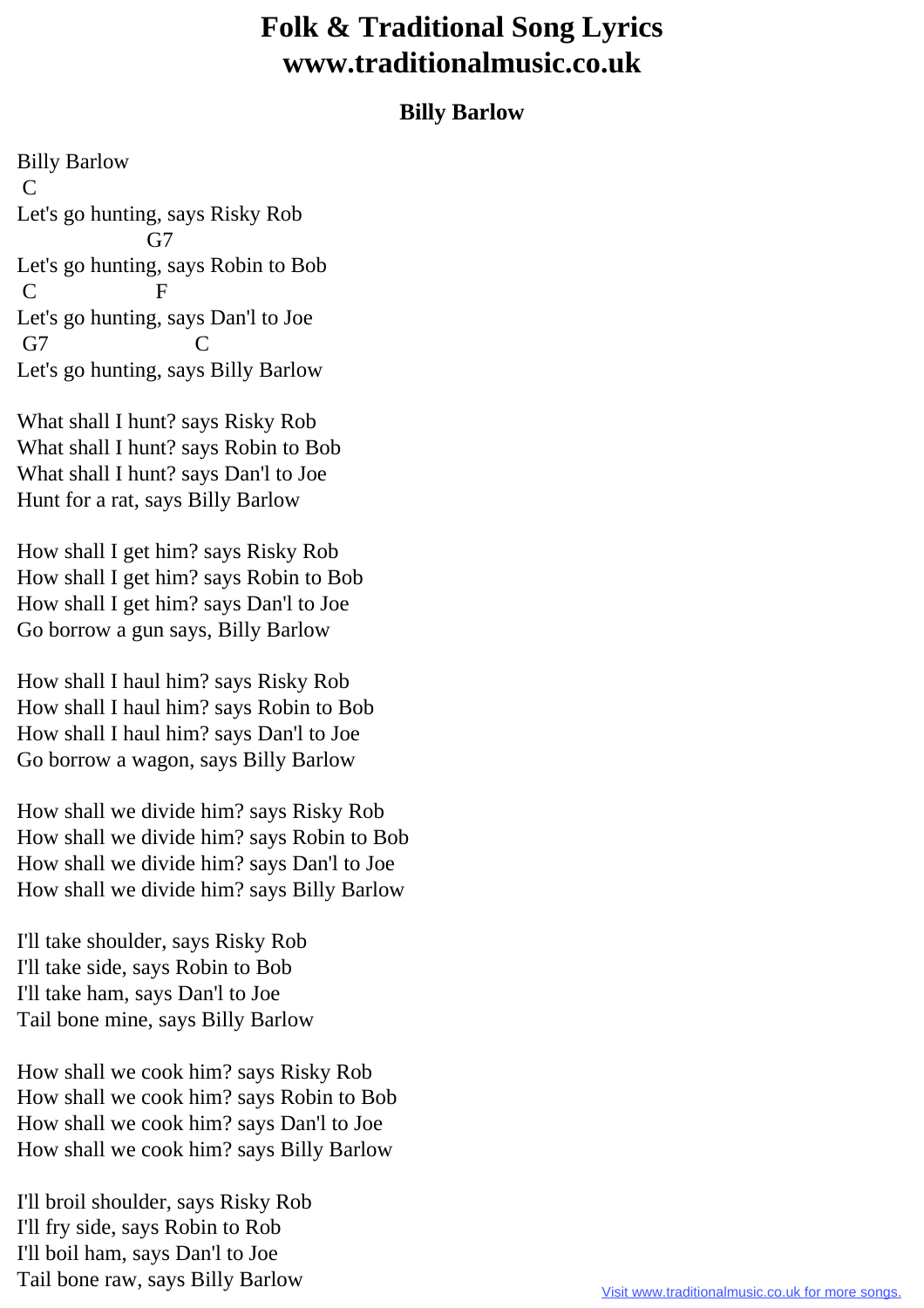# Folk & Traditional Song Lyrics
# www.traditionalmusic.co.uk

## Billy Barlow

Billy Barlow

```
 C
Let's go hunting, says Risky Rob
                   G7
Let's go hunting, says Robin to Bob
 C                  F
Let's go hunting, says Dan'l to Joe
 G7                         C
Let's go hunting, says Billy Barlow
```

What shall I hunt? says Risky Rob
What shall I hunt? says Robin to Bob
What shall I hunt? says Dan'l to Joe
Hunt for a rat, says Billy Barlow

How shall I get him? says Risky Rob
How shall I get him? says Robin to Bob
How shall I get him? says Dan'l to Joe
Go borrow a gun says, Billy Barlow

How shall I haul him? says Risky Rob
How shall I haul him? says Robin to Bob
How shall I haul him? says Dan'l to Joe
Go borrow a wagon, says Billy Barlow

How shall we divide him? says Risky Rob
How shall we divide him? says Robin to Bob
How shall we divide him? says Dan'l to Joe
How shall we divide him? says Billy Barlow

I'll take shoulder, says Risky Rob
I'll take side, says Robin to Bob
I'll take ham, says Dan'l to Joe
Tail bone mine, says Billy Barlow

How shall we cook him? says Risky Rob
How shall we cook him? says Robin to Bob
How shall we cook him? says Dan'l to Joe
How shall we cook him? says Billy Barlow

I'll broil shoulder, says Risky Rob
I'll fry side, says Robin to Rob
I'll boil ham, says Dan'l to Joe
Tail bone raw, says Billy Barlow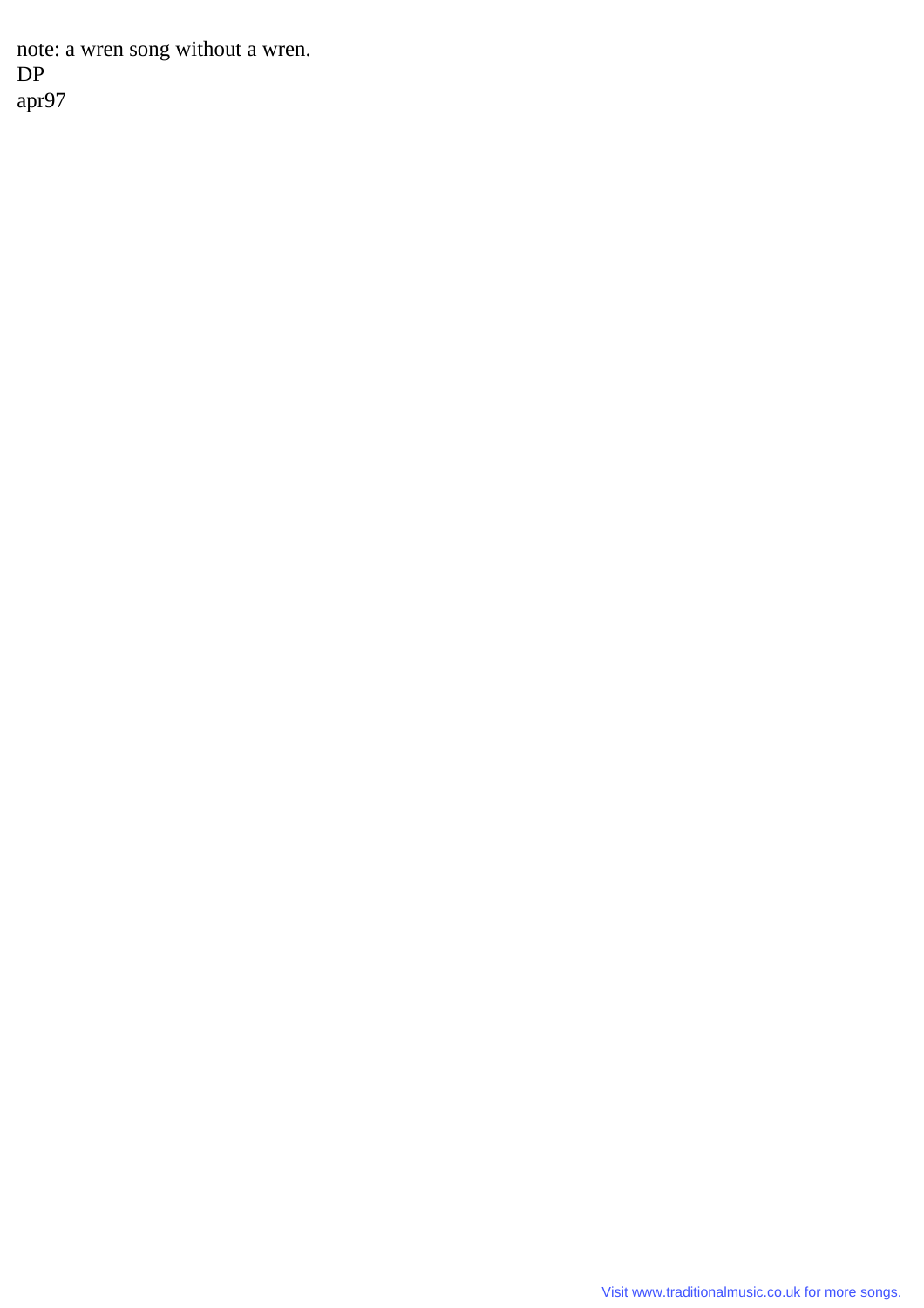note: a wren song without a wren.
DP
apr97